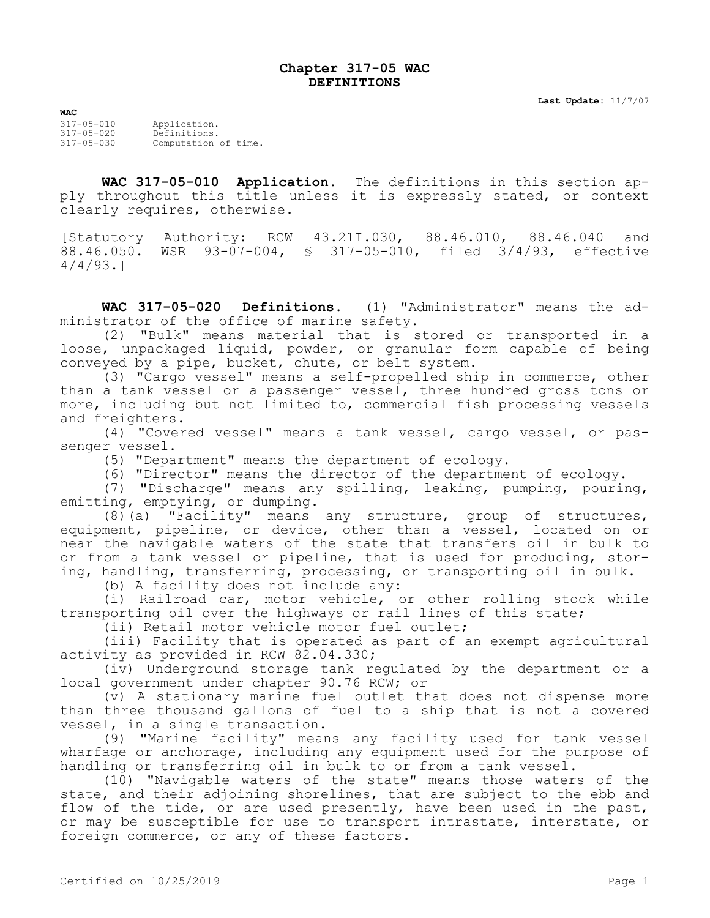# Chapter 317-05 WAC
# DEFINITIONS

**Last Update:** 11/7/07

**WAC**

| | |
|---|---|
| 317-05-010 | Application. |
| 317-05-020 | Definitions. |
| 317-05-030 | Computation of time. |

**WAC 317-05-010 Application.** The definitions in this section apply throughout this title unless it is expressly stated, or context clearly requires, otherwise.

[Statutory Authority: RCW 43.21I.030, 88.46.010, 88.46.040 and 88.46.050. WSR 93-07-004, § 317-05-010, filed 3/4/93, effective 4/4/93.]

**WAC 317-05-020 Definitions.** (1) "Administrator" means the administrator of the office of marine safety.

(2) "Bulk" means material that is stored or transported in a loose, unpackaged liquid, powder, or granular form capable of being conveyed by a pipe, bucket, chute, or belt system.

(3) "Cargo vessel" means a self-propelled ship in commerce, other than a tank vessel or a passenger vessel, three hundred gross tons or more, including but not limited to, commercial fish processing vessels and freighters.

(4) "Covered vessel" means a tank vessel, cargo vessel, or passenger vessel.

(5) "Department" means the department of ecology.

(6) "Director" means the director of the department of ecology.

(7) "Discharge" means any spilling, leaking, pumping, pouring, emitting, emptying, or dumping.

(8)(a) "Facility" means any structure, group of structures, equipment, pipeline, or device, other than a vessel, located on or near the navigable waters of the state that transfers oil in bulk to or from a tank vessel or pipeline, that is used for producing, storing, handling, transferring, processing, or transporting oil in bulk.

(b) A facility does not include any:

(i) Railroad car, motor vehicle, or other rolling stock while transporting oil over the highways or rail lines of this state;

(ii) Retail motor vehicle motor fuel outlet;

(iii) Facility that is operated as part of an exempt agricultural activity as provided in RCW 82.04.330;

(iv) Underground storage tank regulated by the department or a local government under chapter 90.76 RCW; or

(v) A stationary marine fuel outlet that does not dispense more than three thousand gallons of fuel to a ship that is not a covered vessel, in a single transaction.

(9) "Marine facility" means any facility used for tank vessel wharfage or anchorage, including any equipment used for the purpose of handling or transferring oil in bulk to or from a tank vessel.

(10) "Navigable waters of the state" means those waters of the state, and their adjoining shorelines, that are subject to the ebb and flow of the tide, or are used presently, have been used in the past, or may be susceptible for use to transport intrastate, interstate, or foreign commerce, or any of these factors.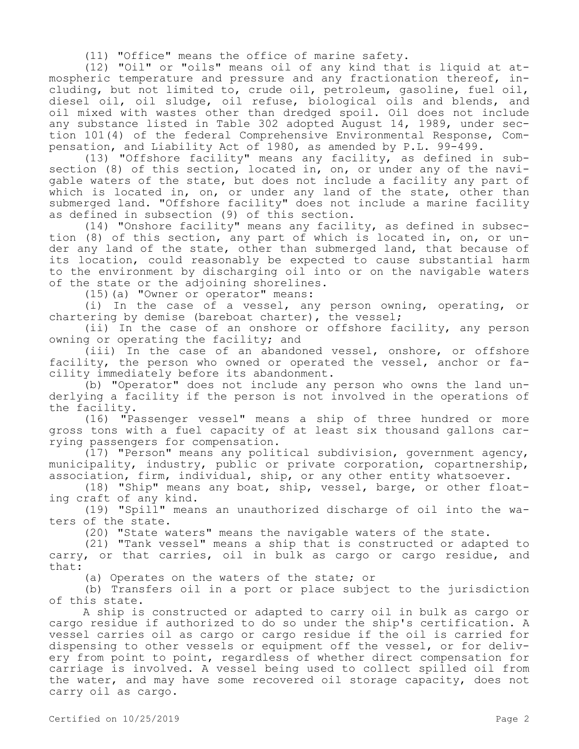(11) "Office" means the office of marine safety.

(12) "Oil" or "oils" means oil of any kind that is liquid at atmospheric temperature and pressure and any fractionation thereof, including, but not limited to, crude oil, petroleum, gasoline, fuel oil, diesel oil, oil sludge, oil refuse, biological oils and blends, and oil mixed with wastes other than dredged spoil. Oil does not include any substance listed in Table 302 adopted August 14, 1989, under section 101(4) of the federal Comprehensive Environmental Response, Compensation, and Liability Act of 1980, as amended by P.L. 99-499.

(13) "Offshore facility" means any facility, as defined in subsection (8) of this section, located in, on, or under any of the navigable waters of the state, but does not include a facility any part of which is located in, on, or under any land of the state, other than submerged land. "Offshore facility" does not include a marine facility as defined in subsection (9) of this section.

(14) "Onshore facility" means any facility, as defined in subsection (8) of this section, any part of which is located in, on, or under any land of the state, other than submerged land, that because of its location, could reasonably be expected to cause substantial harm to the environment by discharging oil into or on the navigable waters of the state or the adjoining shorelines.

(15)(a) "Owner or operator" means:

(i) In the case of a vessel, any person owning, operating, or chartering by demise (bareboat charter), the vessel;

(ii) In the case of an onshore or offshore facility, any person owning or operating the facility; and

(iii) In the case of an abandoned vessel, onshore, or offshore facility, the person who owned or operated the vessel, anchor or facility immediately before its abandonment.

(b) "Operator" does not include any person who owns the land underlying a facility if the person is not involved in the operations of the facility.

(16) "Passenger vessel" means a ship of three hundred or more gross tons with a fuel capacity of at least six thousand gallons carrying passengers for compensation.

(17) "Person" means any political subdivision, government agency, municipality, industry, public or private corporation, copartnership, association, firm, individual, ship, or any other entity whatsoever.

(18) "Ship" means any boat, ship, vessel, barge, or other floating craft of any kind.

(19) "Spill" means an unauthorized discharge of oil into the waters of the state.

(20) "State waters" means the navigable waters of the state.

(21) "Tank vessel" means a ship that is constructed or adapted to carry, or that carries, oil in bulk as cargo or cargo residue, and that:

(a) Operates on the waters of the state; or

(b) Transfers oil in a port or place subject to the jurisdiction of this state.

A ship is constructed or adapted to carry oil in bulk as cargo or cargo residue if authorized to do so under the ship's certification. A vessel carries oil as cargo or cargo residue if the oil is carried for dispensing to other vessels or equipment off the vessel, or for delivery from point to point, regardless of whether direct compensation for carriage is involved. A vessel being used to collect spilled oil from the water, and may have some recovered oil storage capacity, does not carry oil as cargo.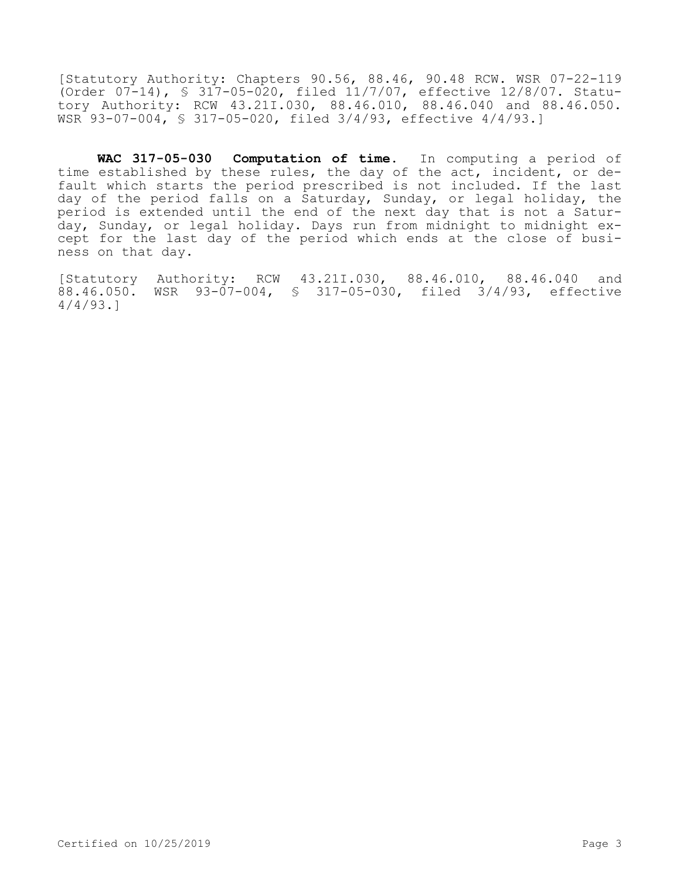[Statutory Authority: Chapters 90.56, 88.46, 90.48 RCW. WSR 07-22-119 (Order 07-14), § 317-05-020, filed 11/7/07, effective 12/8/07. Statutory Authority: RCW 43.21I.030, 88.46.010, 88.46.040 and 88.46.050. WSR 93-07-004, § 317-05-020, filed 3/4/93, effective 4/4/93.]

**WAC 317-05-030 Computation of time.** In computing a period of time established by these rules, the day of the act, incident, or default which starts the period prescribed is not included. If the last day of the period falls on a Saturday, Sunday, or legal holiday, the period is extended until the end of the next day that is not a Saturday, Sunday, or legal holiday. Days run from midnight to midnight except for the last day of the period which ends at the close of business on that day.

[Statutory Authority: RCW 43.21I.030, 88.46.010, 88.46.040 and 88.46.050. WSR 93-07-004, § 317-05-030, filed 3/4/93, effective 4/4/93.]